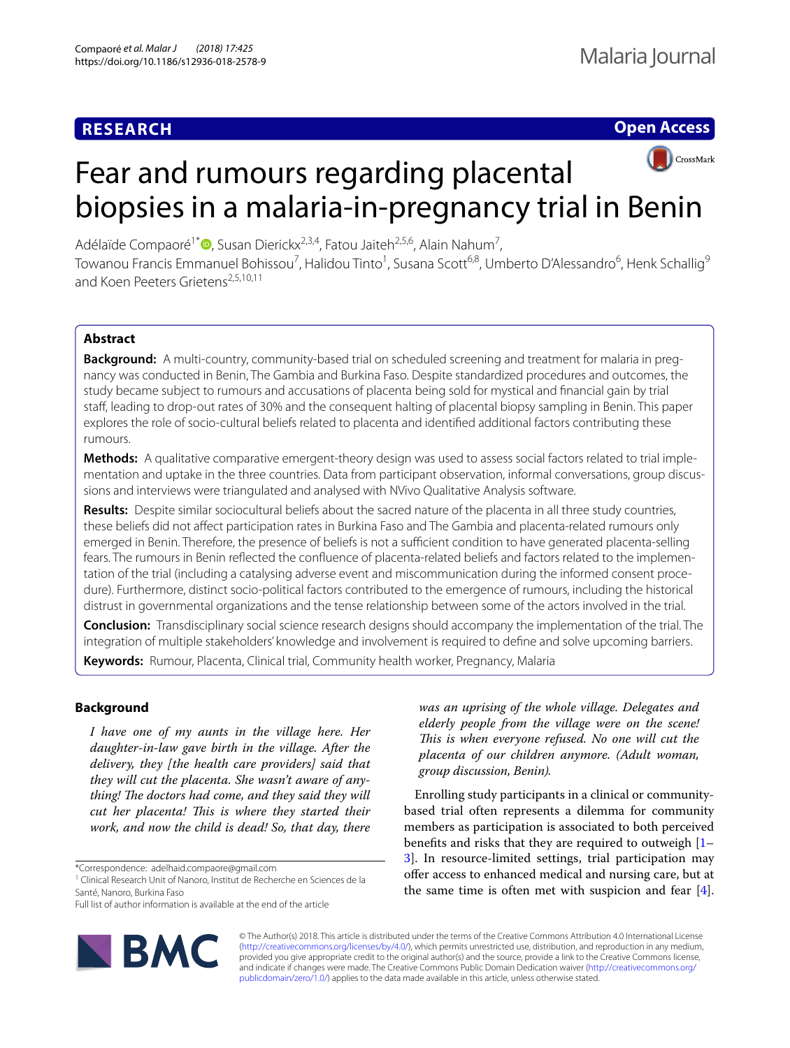**RESEARCH** **Open Access**

# Fear and rumours regarding placental biopsies in a malaria-in-pregnancy trial in Benin

Adélaïde Compaoré[1*], Susan Dierickx[2,3,4], Fatou Jaiteh[2,5,6], Alain Nahum[7], Towanou Francis Emmanuel Bohissou[7], Halidou Tinto[1], Susana Scott[6,8], Umberto D'Alessandro[6], Henk Schallig[9] and Koen Peeters Grietens[2,5,10,11]

## Abstract

**Background:** A multi-country, community-based trial on scheduled screening and treatment for malaria in pregnancy was conducted in Benin, The Gambia and Burkina Faso. Despite standardized procedures and outcomes, the study became subject to rumours and accusations of placenta being sold for mystical and financial gain by trial staff, leading to drop-out rates of 30% and the consequent halting of placental biopsy sampling in Benin. This paper explores the role of socio-cultural beliefs related to placenta and identified additional factors contributing these rumours.

**Methods:** A qualitative comparative emergent-theory design was used to assess social factors related to trial implementation and uptake in the three countries. Data from participant observation, informal conversations, group discussions and interviews were triangulated and analysed with NVivo Qualitative Analysis software.

**Results:** Despite similar sociocultural beliefs about the sacred nature of the placenta in all three study countries, these beliefs did not affect participation rates in Burkina Faso and The Gambia and placenta-related rumours only emerged in Benin. Therefore, the presence of beliefs is not a sufficient condition to have generated placenta-selling fears. The rumours in Benin reflected the confluence of placenta-related beliefs and factors related to the implementation of the trial (including a catalysing adverse event and miscommunication during the informed consent procedure). Furthermore, distinct socio-political factors contributed to the emergence of rumours, including the historical distrust in governmental organizations and the tense relationship between some of the actors involved in the trial.

**Conclusion:** Transdisciplinary social science research designs should accompany the implementation of the trial. The integration of multiple stakeholders' knowledge and involvement is required to define and solve upcoming barriers.

**Keywords:** Rumour, Placenta, Clinical trial, Community health worker, Pregnancy, Malaria

## Background

*I have one of my aunts in the village here. Her daughter-in-law gave birth in the village. After the delivery, they [the health care providers] said that they will cut the placenta. She wasn't aware of anything! The doctors had come, and they said they will cut her placenta! This is where they started their work, and now the child is dead! So, that day, there was an uprising of the whole village. Delegates and elderly people from the village were on the scene! This is when everyone refused. No one will cut the placenta of our children anymore. (Adult woman, group discussion, Benin).*

Enrolling study participants in a clinical or community-based trial often represents a dilemma for community members as participation is associated to both perceived benefits and risks that they are required to outweigh [1–3]. In resource-limited settings, trial participation may offer access to enhanced medical and nursing care, but at the same time is often met with suspicion and fear [4].

*Correspondence: adelhaid.compaore@gmail.com
[1] Clinical Research Unit of Nanoro, Institut de Recherche en Sciences de la Santé, Nanoro, Burkina Faso
Full list of author information is available at the end of the article

© The Author(s) 2018. This article is distributed under the terms of the Creative Commons Attribution 4.0 International License (http://creativecommons.org/licenses/by/4.0/), which permits unrestricted use, distribution, and reproduction in any medium, provided you give appropriate credit to the original author(s) and the source, provide a link to the Creative Commons license, and indicate if changes were made. The Creative Commons Public Domain Dedication waiver (http://creativecommons.org/publicdomain/zero/1.0/) applies to the data made available in this article, unless otherwise stated.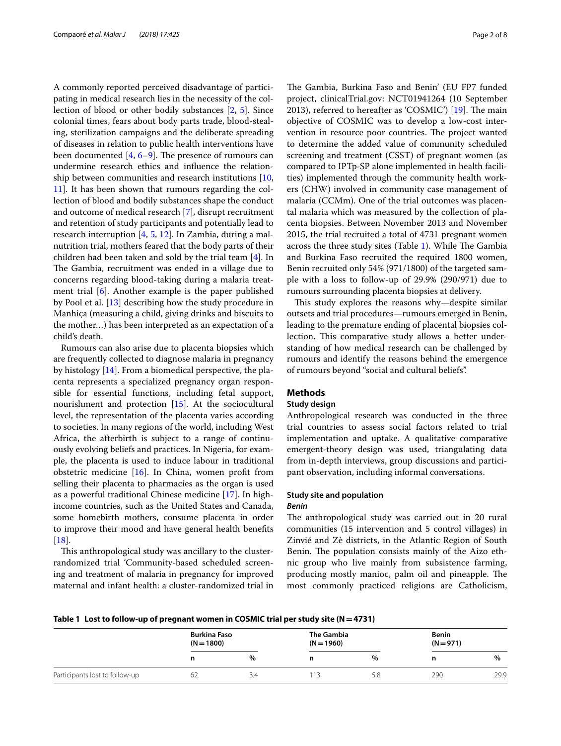A commonly reported perceived disadvantage of participating in medical research lies in the necessity of the collection of blood or other bodily substances [2, 5]. Since colonial times, fears about body parts trade, blood-stealing, sterilization campaigns and the deliberate spreading of diseases in relation to public health interventions have been documented [4, 6–9]. The presence of rumours can undermine research ethics and influence the relationship between communities and research institutions [10, 11]. It has been shown that rumours regarding the collection of blood and bodily substances shape the conduct and outcome of medical research [7], disrupt recruitment and retention of study participants and potentially lead to research interruption [4, 5, 12]. In Zambia, during a malnutrition trial, mothers feared that the body parts of their children had been taken and sold by the trial team [4]. In The Gambia, recruitment was ended in a village due to concerns regarding blood-taking during a malaria treatment trial [6]. Another example is the paper published by Pool et al. [13] describing how the study procedure in Manhiça (measuring a child, giving drinks and biscuits to the mother…) has been interpreted as an expectation of a child's death.

Rumours can also arise due to placenta biopsies which are frequently collected to diagnose malaria in pregnancy by histology [14]. From a biomedical perspective, the placenta represents a specialized pregnancy organ responsible for essential functions, including fetal support, nourishment and protection [15]. At the sociocultural level, the representation of the placenta varies according to societies. In many regions of the world, including West Africa, the afterbirth is subject to a range of continuously evolving beliefs and practices. In Nigeria, for example, the placenta is used to induce labour in traditional obstetric medicine [16]. In China, women profit from selling their placenta to pharmacies as the organ is used as a powerful traditional Chinese medicine [17]. In high-income countries, such as the United States and Canada, some homebirth mothers, consume placenta in order to improve their mood and have general health benefits [18].

This anthropological study was ancillary to the cluster-randomized trial 'Community-based scheduled screening and treatment of malaria in pregnancy for improved maternal and infant health: a cluster-randomized trial in The Gambia, Burkina Faso and Benin' (EU FP7 funded project, clinicalTrial.gov: NCT01941264 (10 September 2013), referred to hereafter as 'COSMIC') [19]. The main objective of COSMIC was to develop a low-cost intervention in resource poor countries. The project wanted to determine the added value of community scheduled screening and treatment (CSST) of pregnant women (as compared to IPTp-SP alone implemented in health facilities) implemented through the community health workers (CHW) involved in community case management of malaria (CCMm). One of the trial outcomes was placental malaria which was measured by the collection of placenta biopsies. Between November 2013 and November 2015, the trial recruited a total of 4731 pregnant women across the three study sites (Table 1). While The Gambia and Burkina Faso recruited the required 1800 women, Benin recruited only 54% (971/1800) of the targeted sample with a loss to follow-up of 29.9% (290/971) due to rumours surrounding placenta biopsies at delivery.

This study explores the reasons why—despite similar outsets and trial procedures—rumours emerged in Benin, leading to the premature ending of placental biopsies collection. This comparative study allows a better understanding of how medical research can be challenged by rumours and identify the reasons behind the emergence of rumours beyond "social and cultural beliefs".

## Methods

### Study design

Anthropological research was conducted in the three trial countries to assess social factors related to trial implementation and uptake. A qualitative comparative emergent-theory design was used, triangulating data from in-depth interviews, group discussions and participant observation, including informal conversations.

### Study site and population

#### *Benin*

The anthropological study was carried out in 20 rural communities (15 intervention and 5 control villages) in Zinvié and Zè districts, in the Atlantic Region of South Benin. The population consists mainly of the Aizo ethnic group who live mainly from subsistence farming, producing mostly manioc, palm oil and pineapple. The most commonly practiced religions are Catholicism,

**Table 1 Lost to follow-up of pregnant women in COSMIC trial per study site (N = 4731)**

| | Burkina Faso (N = 1800) | | The Gambia (N = 1960) | | Benin (N = 971) | |
|---|---|---|---|---|---|---|
| | n | % | n | % | n | % |
| Participants lost to follow-up | 62 | 3.4 | 113 | 5.8 | 290 | 29.9 |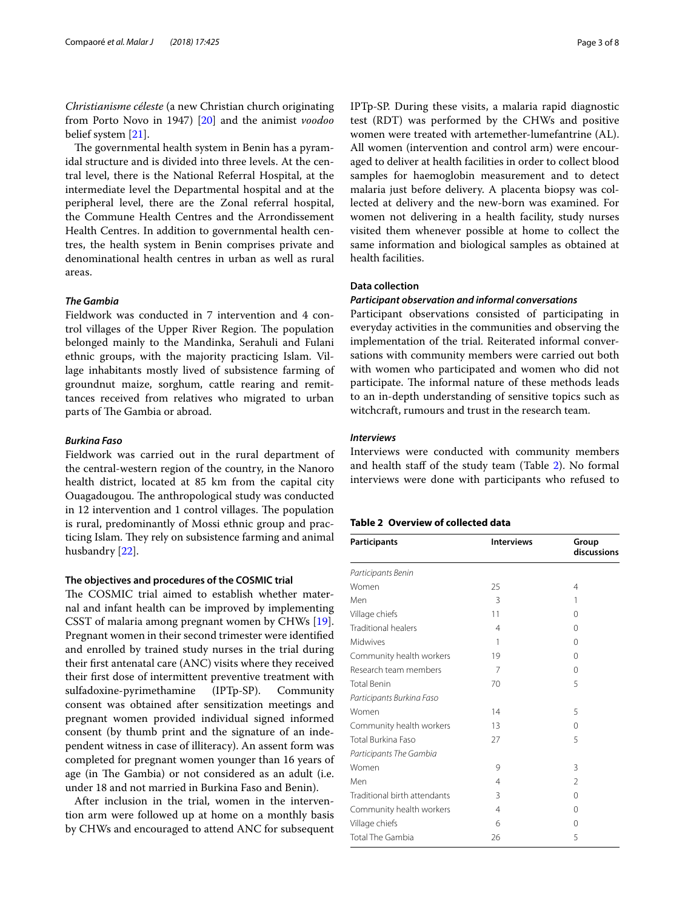*Christianisme céleste* (a new Christian church originating from Porto Novo in 1947) [20] and the animist *voodoo* belief system [21].

The governmental health system in Benin has a pyramidal structure and is divided into three levels. At the central level, there is the National Referral Hospital, at the intermediate level the Departmental hospital and at the peripheral level, there are the Zonal referral hospital, the Commune Health Centres and the Arrondissement Health Centres. In addition to governmental health centres, the health system in Benin comprises private and denominational health centres in urban as well as rural areas.

#### *The Gambia*

Fieldwork was conducted in 7 intervention and 4 control villages of the Upper River Region. The population belonged mainly to the Mandinka, Serahuli and Fulani ethnic groups, with the majority practicing Islam. Village inhabitants mostly lived of subsistence farming of groundnut maize, sorghum, cattle rearing and remittances received from relatives who migrated to urban parts of The Gambia or abroad.

#### *Burkina Faso*

Fieldwork was carried out in the rural department of the central-western region of the country, in the Nanoro health district, located at 85 km from the capital city Ouagadougou. The anthropological study was conducted in 12 intervention and 1 control villages. The population is rural, predominantly of Mossi ethnic group and practicing Islam. They rely on subsistence farming and animal husbandry [22].

### The objectives and procedures of the COSMIC trial

The COSMIC trial aimed to establish whether maternal and infant health can be improved by implementing CSST of malaria among pregnant women by CHWs [19]. Pregnant women in their second trimester were identified and enrolled by trained study nurses in the trial during their first antenatal care (ANC) visits where they received their first dose of intermittent preventive treatment with sulfadoxine-pyrimethamine (IPTp-SP). Community consent was obtained after sensitization meetings and pregnant women provided individual signed informed consent (by thumb print and the signature of an independent witness in case of illiteracy). An assent form was completed for pregnant women younger than 16 years of age (in The Gambia) or not considered as an adult (i.e. under 18 and not married in Burkina Faso and Benin).

After inclusion in the trial, women in the intervention arm were followed up at home on a monthly basis by CHWs and encouraged to attend ANC for subsequent IPTp-SP. During these visits, a malaria rapid diagnostic test (RDT) was performed by the CHWs and positive women were treated with artemether-lumefantrine (AL). All women (intervention and control arm) were encouraged to deliver at health facilities in order to collect blood samples for haemoglobin measurement and to detect malaria just before delivery. A placenta biopsy was collected at delivery and the new-born was examined. For women not delivering in a health facility, study nurses visited them whenever possible at home to collect the same information and biological samples as obtained at health facilities.

### Data collection

#### *Participant observation and informal conversations*

Participant observations consisted of participating in everyday activities in the communities and observing the implementation of the trial. Reiterated informal conversations with community members were carried out both with women who participated and women who did not participate. The informal nature of these methods leads to an in-depth understanding of sensitive topics such as witchcraft, rumours and trust in the research team.

#### *Interviews*

Interviews were conducted with community members and health staff of the study team (Table 2). No formal interviews were done with participants who refused to

**Table 2 Overview of collected data**

| Participants | Interviews | Group discussions |
|---|---|---|
| *Participants Benin* | | |
| Women | 25 | 4 |
| Men | 3 | 1 |
| Village chiefs | 11 | 0 |
| Traditional healers | 4 | 0 |
| Midwives | 1 | 0 |
| Community health workers | 19 | 0 |
| Research team members | 7 | 0 |
| Total Benin | 70 | 5 |
| *Participants Burkina Faso* | | |
| Women | 14 | 5 |
| Community health workers | 13 | 0 |
| Total Burkina Faso | 27 | 5 |
| *Participants The Gambia* | | |
| Women | 9 | 3 |
| Men | 4 | 2 |
| Traditional birth attendants | 3 | 0 |
| Community health workers | 4 | 0 |
| Village chiefs | 6 | 0 |
| Total The Gambia | 26 | 5 |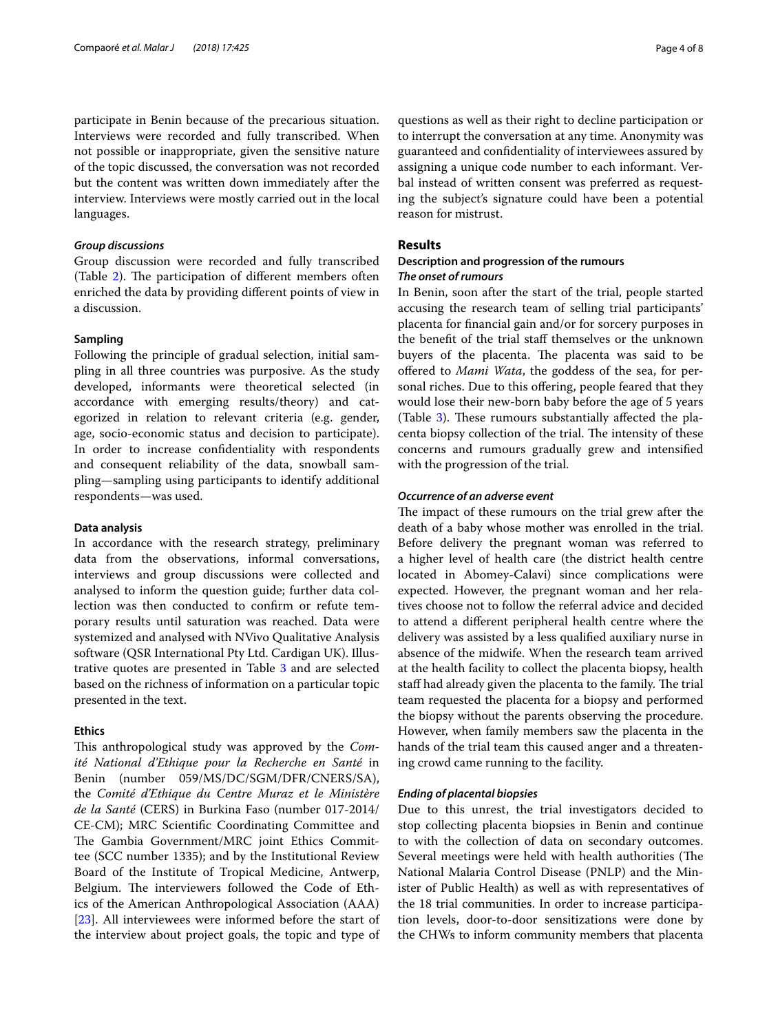participate in Benin because of the precarious situation. Interviews were recorded and fully transcribed. When not possible or inappropriate, given the sensitive nature of the topic discussed, the conversation was not recorded but the content was written down immediately after the interview. Interviews were mostly carried out in the local languages.

#### *Group discussions*

Group discussion were recorded and fully transcribed (Table 2). The participation of different members often enriched the data by providing different points of view in a discussion.

### Sampling

Following the principle of gradual selection, initial sampling in all three countries was purposive. As the study developed, informants were theoretical selected (in accordance with emerging results/theory) and categorized in relation to relevant criteria (e.g. gender, age, socio-economic status and decision to participate). In order to increase confidentiality with respondents and consequent reliability of the data, snowball sampling—sampling using participants to identify additional respondents—was used.

### Data analysis

In accordance with the research strategy, preliminary data from the observations, informal conversations, interviews and group discussions were collected and analysed to inform the question guide; further data collection was then conducted to confirm or refute temporary results until saturation was reached. Data were systemized and analysed with NVivo Qualitative Analysis software (QSR International Pty Ltd. Cardigan UK). Illustrative quotes are presented in Table 3 and are selected based on the richness of information on a particular topic presented in the text.

### Ethics

This anthropological study was approved by the *Comité National d'Ethique pour la Recherche en Santé* in Benin (number 059/MS/DC/SGM/DFR/CNERS/SA), the *Comité d'Ethique du Centre Muraz et le Ministère de la Santé* (CERS) in Burkina Faso (number 017-2014/CE-CM); MRC Scientific Coordinating Committee and The Gambia Government/MRC joint Ethics Committee (SCC number 1335); and by the Institutional Review Board of the Institute of Tropical Medicine, Antwerp, Belgium. The interviewers followed the Code of Ethics of the American Anthropological Association (AAA) [23]. All interviewees were informed before the start of the interview about project goals, the topic and type of questions as well as their right to decline participation or to interrupt the conversation at any time. Anonymity was guaranteed and confidentiality of interviewees assured by assigning a unique code number to each informant. Verbal instead of written consent was preferred as requesting the subject's signature could have been a potential reason for mistrust.

## Results

### Description and progression of the rumours

#### *The onset of rumours*

In Benin, soon after the start of the trial, people started accusing the research team of selling trial participants' placenta for financial gain and/or for sorcery purposes in the benefit of the trial staff themselves or the unknown buyers of the placenta. The placenta was said to be offered to *Mami Wata*, the goddess of the sea, for personal riches. Due to this offering, people feared that they would lose their new-born baby before the age of 5 years (Table 3). These rumours substantially affected the placenta biopsy collection of the trial. The intensity of these concerns and rumours gradually grew and intensified with the progression of the trial.

#### *Occurrence of an adverse event*

The impact of these rumours on the trial grew after the death of a baby whose mother was enrolled in the trial. Before delivery the pregnant woman was referred to a higher level of health care (the district health centre located in Abomey-Calavi) since complications were expected. However, the pregnant woman and her relatives choose not to follow the referral advice and decided to attend a different peripheral health centre where the delivery was assisted by a less qualified auxiliary nurse in absence of the midwife. When the research team arrived at the health facility to collect the placenta biopsy, health staff had already given the placenta to the family. The trial team requested the placenta for a biopsy and performed the biopsy without the parents observing the procedure. However, when family members saw the placenta in the hands of the trial team this caused anger and a threatening crowd came running to the facility.

#### *Ending of placental biopsies*

Due to this unrest, the trial investigators decided to stop collecting placenta biopsies in Benin and continue to with the collection of data on secondary outcomes. Several meetings were held with health authorities (The National Malaria Control Disease (PNLP) and the Minister of Public Health) as well as with representatives of the 18 trial communities. In order to increase participation levels, door-to-door sensitizations were done by the CHWs to inform community members that placenta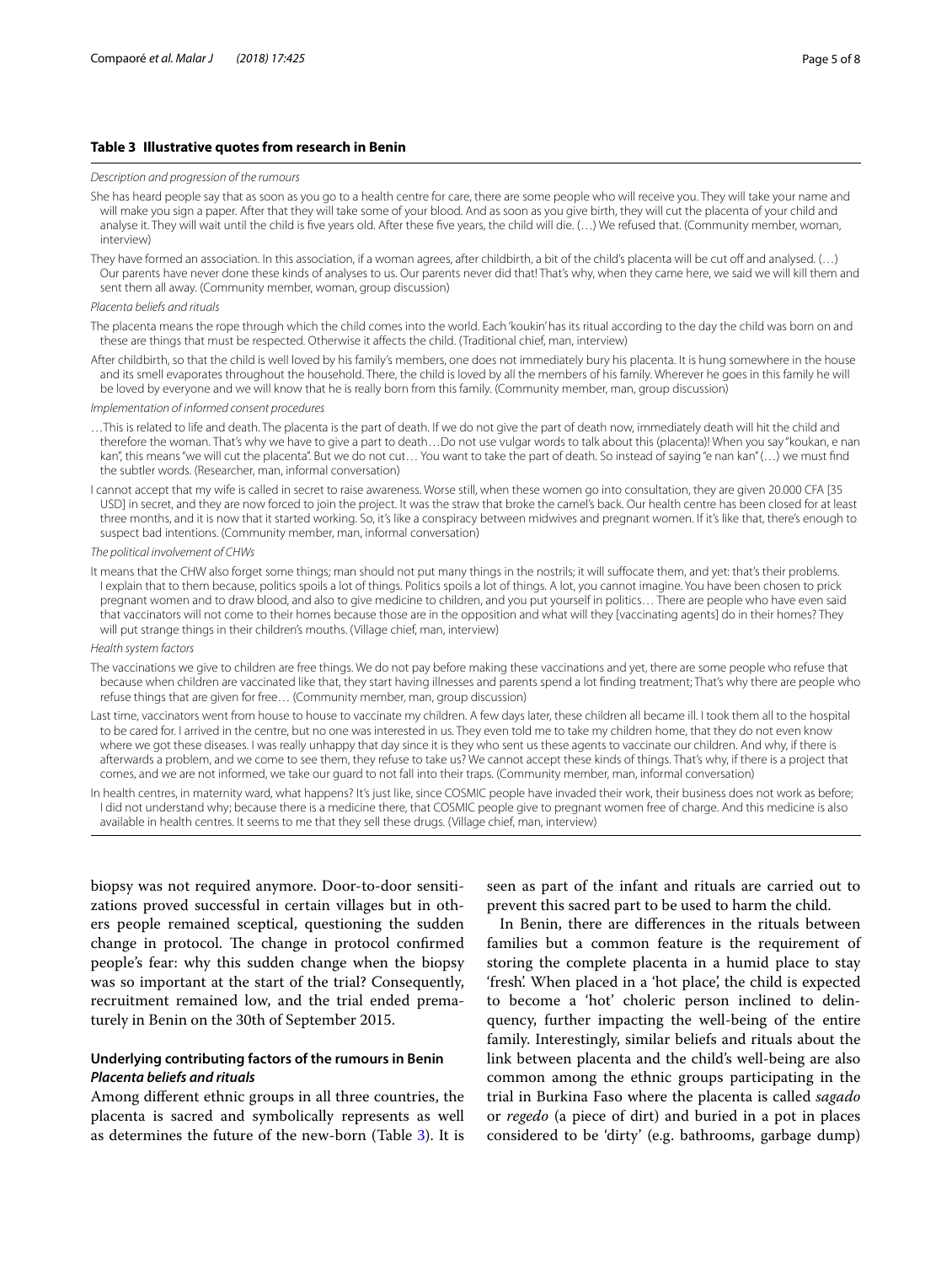**Table 3 Illustrative quotes from research in Benin**

*Description and progression of the rumours*

She has heard people say that as soon as you go to a health centre for care, there are some people who will receive you. They will take your name and will make you sign a paper. After that they will take some of your blood. And as soon as you give birth, they will cut the placenta of your child and analyse it. They will wait until the child is five years old. After these five years, the child will die. (…) We refused that. (Community member, woman, interview)

They have formed an association. In this association, if a woman agrees, after childbirth, a bit of the child's placenta will be cut off and analysed. (…) Our parents have never done these kinds of analyses to us. Our parents never did that! That's why, when they came here, we said we will kill them and sent them all away. (Community member, woman, group discussion)

*Placenta beliefs and rituals*

The placenta means the rope through which the child comes into the world. Each 'koukin' has its ritual according to the day the child was born on and these are things that must be respected. Otherwise it affects the child. (Traditional chief, man, interview)

After childbirth, so that the child is well loved by his family's members, one does not immediately bury his placenta. It is hung somewhere in the house and its smell evaporates throughout the household. There, the child is loved by all the members of his family. Wherever he goes in this family he will be loved by everyone and we will know that he is really born from this family. (Community member, man, group discussion)

*Implementation of informed consent procedures*

…This is related to life and death. The placenta is the part of death. If we do not give the part of death now, immediately death will hit the child and therefore the woman. That's why we have to give a part to death…Do not use vulgar words to talk about this (placenta)! When you say "koukan, e nan kan", this means "we will cut the placenta". But we do not cut… You want to take the part of death. So instead of saying "e nan kan" (…) we must find the subtler words. (Researcher, man, informal conversation)

I cannot accept that my wife is called in secret to raise awareness. Worse still, when these women go into consultation, they are given 20.000 CFA [35 USD] in secret, and they are now forced to join the project. It was the straw that broke the camel's back. Our health centre has been closed for at least three months, and it is now that it started working. So, it's like a conspiracy between midwives and pregnant women. If it's like that, there's enough to suspect bad intentions. (Community member, man, informal conversation)

*The political involvement of CHWs*

It means that the CHW also forget some things; man should not put many things in the nostrils; it will suffocate them, and yet: that's their problems. I explain that to them because, politics spoils a lot of things. Politics spoils a lot of things. A lot, you cannot imagine. You have been chosen to prick pregnant women and to draw blood, and also to give medicine to children, and you put yourself in politics… There are people who have even said that vaccinators will not come to their homes because those are in the opposition and what will they [vaccinating agents] do in their homes? They will put strange things in their children's mouths. (Village chief, man, interview)

*Health system factors*

The vaccinations we give to children are free things. We do not pay before making these vaccinations and yet, there are some people who refuse that because when children are vaccinated like that, they start having illnesses and parents spend a lot finding treatment; That's why there are people who refuse things that are given for free… (Community member, man, group discussion)

Last time, vaccinators went from house to house to vaccinate my children. A few days later, these children all became ill. I took them all to the hospital to be cared for. I arrived in the centre, but no one was interested in us. They even told me to take my children home, that they do not even know where we got these diseases. I was really unhappy that day since it is they who sent us these agents to vaccinate our children. And why, if there is afterwards a problem, and we come to see them, they refuse to take us? We cannot accept these kinds of things. That's why, if there is a project that comes, and we are not informed, we take our guard to not fall into their traps. (Community member, man, informal conversation)

In health centres, in maternity ward, what happens? It's just like, since COSMIC people have invaded their work, their business does not work as before; I did not understand why; because there is a medicine there, that COSMIC people give to pregnant women free of charge. And this medicine is also available in health centres. It seems to me that they sell these drugs. (Village chief, man, interview)

biopsy was not required anymore. Door-to-door sensitizations proved successful in certain villages but in others people remained sceptical, questioning the sudden change in protocol. The change in protocol confirmed people's fear: why this sudden change when the biopsy was so important at the start of the trial? Consequently, recruitment remained low, and the trial ended prematurely in Benin on the 30th of September 2015.

### Underlying contributing factors of the rumours in Benin

#### *Placenta beliefs and rituals*

Among different ethnic groups in all three countries, the placenta is sacred and symbolically represents as well as determines the future of the new-born (Table 3). It is seen as part of the infant and rituals are carried out to prevent this sacred part to be used to harm the child.

In Benin, there are differences in the rituals between families but a common feature is the requirement of storing the complete placenta in a humid place to stay 'fresh'. When placed in a 'hot place', the child is expected to become a 'hot' choleric person inclined to delinquency, further impacting the well-being of the entire family. Interestingly, similar beliefs and rituals about the link between placenta and the child's well-being are also common among the ethnic groups participating in the trial in Burkina Faso where the placenta is called *sagado* or *regedo* (a piece of dirt) and buried in a pot in places considered to be 'dirty' (e.g. bathrooms, garbage dump)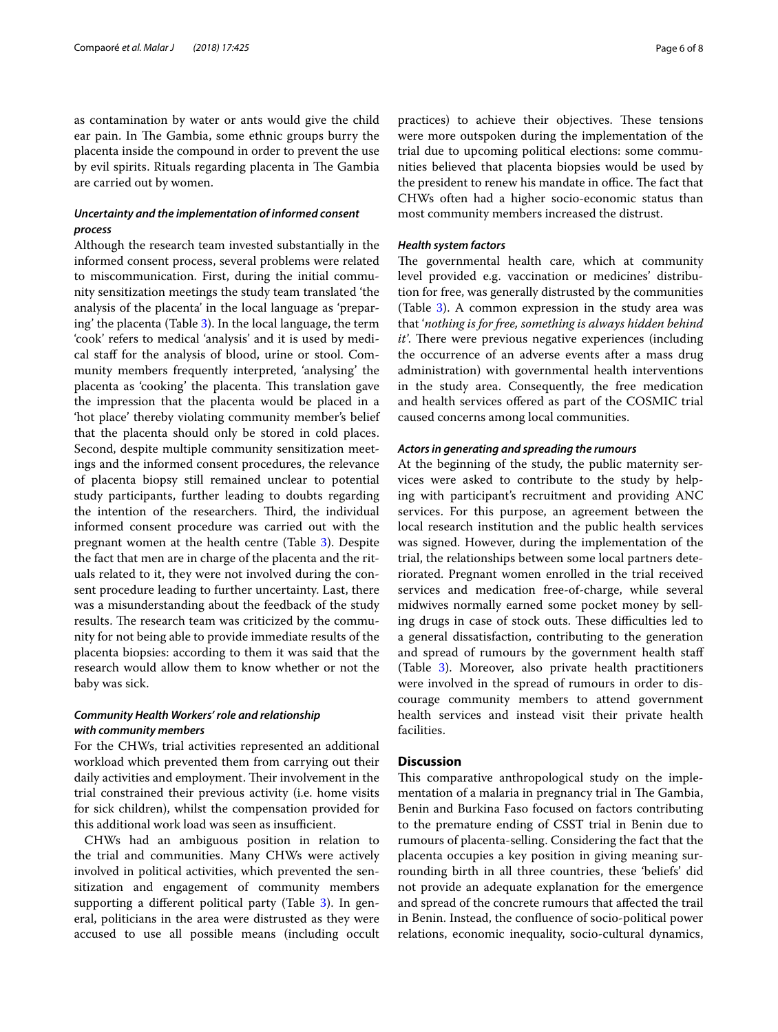as contamination by water or ants would give the child ear pain. In The Gambia, some ethnic groups burry the placenta inside the compound in order to prevent the use by evil spirits. Rituals regarding placenta in The Gambia are carried out by women.

### *Uncertainty and the implementation of informed consent process*

Although the research team invested substantially in the informed consent process, several problems were related to miscommunication. First, during the initial community sensitization meetings the study team translated 'the analysis of the placenta' in the local language as 'preparing' the placenta (Table 3). In the local language, the term 'cook' refers to medical 'analysis' and it is used by medical staff for the analysis of blood, urine or stool. Community members frequently interpreted, 'analysing' the placenta as 'cooking' the placenta. This translation gave the impression that the placenta would be placed in a 'hot place' thereby violating community member's belief that the placenta should only be stored in cold places. Second, despite multiple community sensitization meetings and the informed consent procedures, the relevance of placenta biopsy still remained unclear to potential study participants, further leading to doubts regarding the intention of the researchers. Third, the individual informed consent procedure was carried out with the pregnant women at the health centre (Table 3). Despite the fact that men are in charge of the placenta and the rituals related to it, they were not involved during the consent procedure leading to further uncertainty. Last, there was a misunderstanding about the feedback of the study results. The research team was criticized by the community for not being able to provide immediate results of the placenta biopsies: according to them it was said that the research would allow them to know whether or not the baby was sick.

### *Community Health Workers' role and relationship with community members*

For the CHWs, trial activities represented an additional workload which prevented them from carrying out their daily activities and employment. Their involvement in the trial constrained their previous activity (i.e. home visits for sick children), whilst the compensation provided for this additional work load was seen as insufficient.

CHWs had an ambiguous position in relation to the trial and communities. Many CHWs were actively involved in political activities, which prevented the sensitization and engagement of community members supporting a different political party (Table 3). In general, politicians in the area were distrusted as they were accused to use all possible means (including occult practices) to achieve their objectives. These tensions were more outspoken during the implementation of the trial due to upcoming political elections: some communities believed that placenta biopsies would be used by the president to renew his mandate in office. The fact that CHWs often had a higher socio-economic status than most community members increased the distrust.

### *Health system factors*

The governmental health care, which at community level provided e.g. vaccination or medicines' distribution for free, was generally distrusted by the communities (Table 3). A common expression in the study area was that '*nothing is for free, something is always hidden behind it*'. There were previous negative experiences (including the occurrence of an adverse events after a mass drug administration) with governmental health interventions in the study area. Consequently, the free medication and health services offered as part of the COSMIC trial caused concerns among local communities.

### *Actors in generating and spreading the rumours*

At the beginning of the study, the public maternity services were asked to contribute to the study by helping with participant's recruitment and providing ANC services. For this purpose, an agreement between the local research institution and the public health services was signed. However, during the implementation of the trial, the relationships between some local partners deteriorated. Pregnant women enrolled in the trial received services and medication free-of-charge, while several midwives normally earned some pocket money by selling drugs in case of stock outs. These difficulties led to a general dissatisfaction, contributing to the generation and spread of rumours by the government health staff (Table 3). Moreover, also private health practitioners were involved in the spread of rumours in order to discourage community members to attend government health services and instead visit their private health facilities.

## Discussion

This comparative anthropological study on the implementation of a malaria in pregnancy trial in The Gambia, Benin and Burkina Faso focused on factors contributing to the premature ending of CSST trial in Benin due to rumours of placenta-selling. Considering the fact that the placenta occupies a key position in giving meaning surrounding birth in all three countries, these 'beliefs' did not provide an adequate explanation for the emergence and spread of the concrete rumours that affected the trail in Benin. Instead, the confluence of socio-political power relations, economic inequality, socio-cultural dynamics,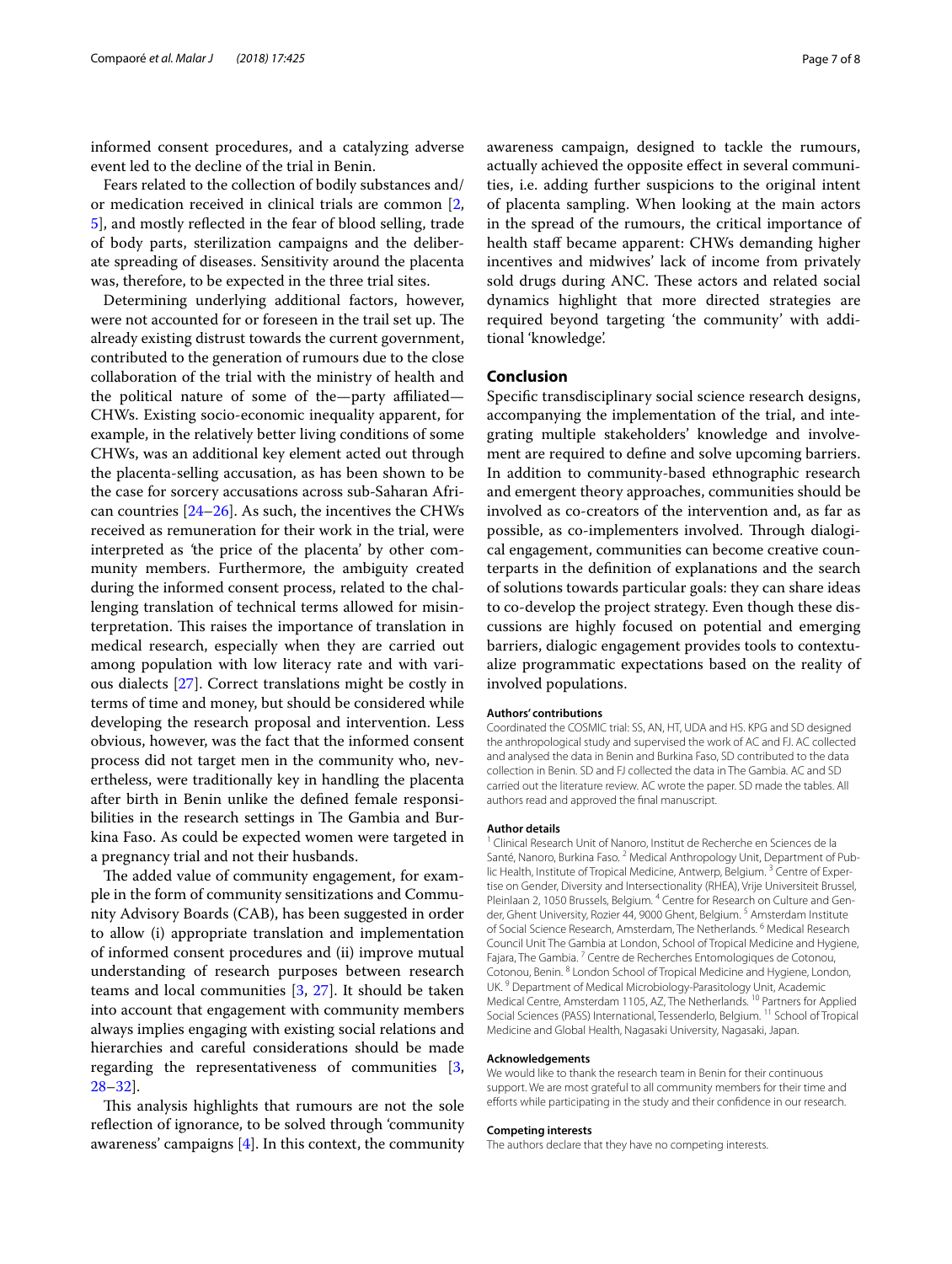informed consent procedures, and a catalyzing adverse event led to the decline of the trial in Benin.

Fears related to the collection of bodily substances and/or medication received in clinical trials are common [2, 5], and mostly reflected in the fear of blood selling, trade of body parts, sterilization campaigns and the deliberate spreading of diseases. Sensitivity around the placenta was, therefore, to be expected in the three trial sites.

Determining underlying additional factors, however, were not accounted for or foreseen in the trail set up. The already existing distrust towards the current government, contributed to the generation of rumours due to the close collaboration of the trial with the ministry of health and the political nature of some of the—party affiliated—CHWs. Existing socio-economic inequality apparent, for example, in the relatively better living conditions of some CHWs, was an additional key element acted out through the placenta-selling accusation, as has been shown to be the case for sorcery accusations across sub-Saharan African countries [24–26]. As such, the incentives the CHWs received as remuneration for their work in the trial, were interpreted as 'the price of the placenta' by other community members. Furthermore, the ambiguity created during the informed consent process, related to the challenging translation of technical terms allowed for misinterpretation. This raises the importance of translation in medical research, especially when they are carried out among population with low literacy rate and with various dialects [27]. Correct translations might be costly in terms of time and money, but should be considered while developing the research proposal and intervention. Less obvious, however, was the fact that the informed consent process did not target men in the community who, nevertheless, were traditionally key in handling the placenta after birth in Benin unlike the defined female responsibilities in the research settings in The Gambia and Burkina Faso. As could be expected women were targeted in a pregnancy trial and not their husbands.

The added value of community engagement, for example in the form of community sensitizations and Community Advisory Boards (CAB), has been suggested in order to allow (i) appropriate translation and implementation of informed consent procedures and (ii) improve mutual understanding of research purposes between research teams and local communities [3, 27]. It should be taken into account that engagement with community members always implies engaging with existing social relations and hierarchies and careful considerations should be made regarding the representativeness of communities [3, 28–32].

This analysis highlights that rumours are not the sole reflection of ignorance, to be solved through 'community awareness' campaigns [4]. In this context, the community awareness campaign, designed to tackle the rumours, actually achieved the opposite effect in several communities, i.e. adding further suspicions to the original intent of placenta sampling. When looking at the main actors in the spread of the rumours, the critical importance of health staff became apparent: CHWs demanding higher incentives and midwives' lack of income from privately sold drugs during ANC. These actors and related social dynamics highlight that more directed strategies are required beyond targeting 'the community' with additional 'knowledge'.

## Conclusion

Specific transdisciplinary social science research designs, accompanying the implementation of the trial, and integrating multiple stakeholders' knowledge and involvement are required to define and solve upcoming barriers. In addition to community-based ethnographic research and emergent theory approaches, communities should be involved as co-creators of the intervention and, as far as possible, as co-implementers involved. Through dialogical engagement, communities can become creative counterparts in the definition of explanations and the search of solutions towards particular goals: they can share ideas to co-develop the project strategy. Even though these discussions are highly focused on potential and emerging barriers, dialogic engagement provides tools to contextualize programmatic expectations based on the reality of involved populations.

#### Authors' contributions

Coordinated the COSMIC trial: SS, AN, HT, UDA and HS. KPG and SD designed the anthropological study and supervised the work of AC and FJ. AC collected and analysed the data in Benin and Burkina Faso, SD contributed to the data collection in Benin. SD and FJ collected the data in The Gambia. AC and SD carried out the literature review. AC wrote the paper. SD made the tables. All authors read and approved the final manuscript.

#### Author details

[1] Clinical Research Unit of Nanoro, Institut de Recherche en Sciences de la Santé, Nanoro, Burkina Faso. [2] Medical Anthropology Unit, Department of Public Health, Institute of Tropical Medicine, Antwerp, Belgium. [3] Centre of Expertise on Gender, Diversity and Intersectionality (RHEA), Vrije Universiteit Brussel, Pleinlaan 2, 1050 Brussels, Belgium. [4] Centre for Research on Culture and Gender, Ghent University, Rozier 44, 9000 Ghent, Belgium. [5] Amsterdam Institute of Social Science Research, Amsterdam, The Netherlands. [6] Medical Research Council Unit The Gambia at London, School of Tropical Medicine and Hygiene, Fajara, The Gambia. [7] Centre de Recherches Entomologiques de Cotonou, Cotonou, Benin. [8] London School of Tropical Medicine and Hygiene, London, UK. [9] Department of Medical Microbiology-Parasitology Unit, Academic Medical Centre, Amsterdam 1105, AZ, The Netherlands. [10] Partners for Applied Social Sciences (PASS) International, Tessenderlo, Belgium. [11] School of Tropical Medicine and Global Health, Nagasaki University, Nagasaki, Japan.

#### Acknowledgements

We would like to thank the research team in Benin for their continuous support. We are most grateful to all community members for their time and efforts while participating in the study and their confidence in our research.

#### Competing interests

The authors declare that they have no competing interests.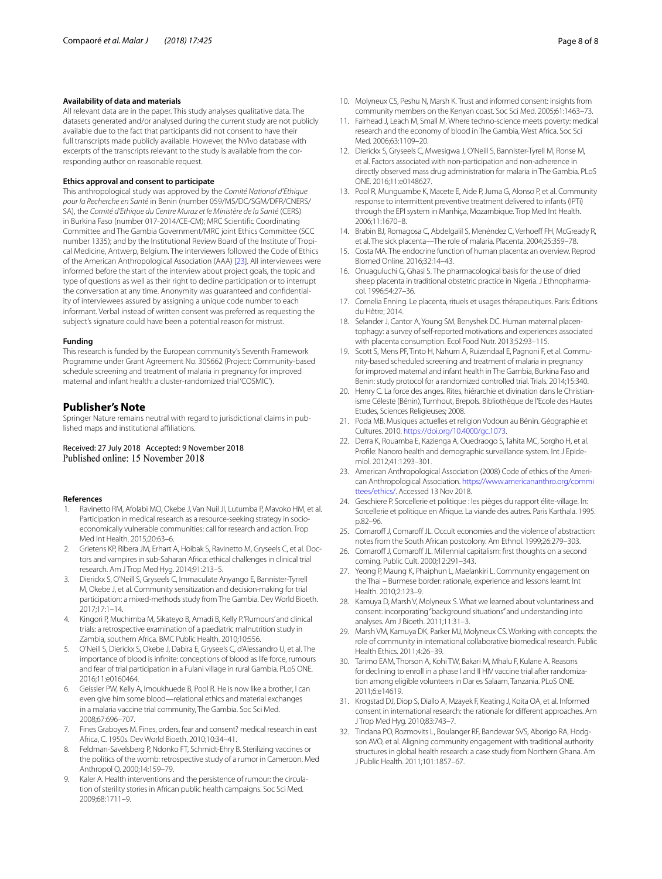### Availability of data and materials

All relevant data are in the paper. This study analyses qualitative data. The datasets generated and/or analysed during the current study are not publicly available due to the fact that participants did not consent to have their full transcripts made publicly available. However, the NVivo database with excerpts of the transcripts relevant to the study is available from the corresponding author on reasonable request.

### Ethics approval and consent to participate

This anthropological study was approved by the *Comité National d'Ethique pour la Recherche en Santé* in Benin (number 059/MS/DC/SGM/DFR/CNERS/SA), the *Comité d'Ethique du Centre Muraz et le Ministère de la Santé* (CERS) in Burkina Faso (number 017-2014/CE-CM); MRC Scientific Coordinating Committee and The Gambia Government/MRC joint Ethics Committee (SCC number 1335); and by the Institutional Review Board of the Institute of Tropical Medicine, Antwerp, Belgium. The interviewers followed the Code of Ethics of the American Anthropological Association (AAA) [23]. All interviewees were informed before the start of the interview about project goals, the topic and type of questions as well as their right to decline participation or to interrupt the conversation at any time. Anonymity was guaranteed and confidentiality of interviewees assured by assigning a unique code number to each informant. Verbal instead of written consent was preferred as requesting the subject's signature could have been a potential reason for mistrust.

### Funding

This research is funded by the European community's Seventh Framework Programme under Grant Agreement No. 305662 (Project: Community-based schedule screening and treatment of malaria in pregnancy for improved maternal and infant health: a cluster-randomized trial 'COSMIC').

## Publisher's Note

Springer Nature remains neutral with regard to jurisdictional claims in published maps and institutional affiliations.

Received: 27 July 2018 Accepted: 9 November 2018
Published online: 15 November 2018

### References

1. Ravinetto RM, Afolabi MO, Okebe J, Van Nuil JI, Lutumba P, Mavoko HM, et al. Participation in medical research as a resource-seeking strategy in socio-economically vulnerable communities: call for research and action. Trop Med Int Health. 2015;20:63–6.
2. Grietens KP, Ribera JM, Erhart A, Hoibak S, Ravinetto M, Gryseels C, et al. Doctors and vampires in sub-Saharan Africa: ethical challenges in clinical trial research. Am J Trop Med Hyg. 2014;91:213–5.
3. Dierickx S, O'Neill S, Gryseels C, Immaculate Anyango E, Bannister-Tyrrell M, Okebe J, et al. Community sensitization and decision-making for trial participation: a mixed-methods study from The Gambia. Dev World Bioeth. 2017;17:1–14.
4. Kingori P, Muchimba M, Sikateyo B, Amadi B, Kelly P. 'Rumours' and clinical trials: a retrospective examination of a paediatric malnutrition study in Zambia, southern Africa. BMC Public Health. 2010;10:556.
5. O'Neill S, Dierickx S, Okebe J, Dabira E, Gryseels C, d'Alessandro U, et al. The importance of blood is infinite: conceptions of blood as life force, rumours and fear of trial participation in a Fulani village in rural Gambia. PLoS ONE. 2016;11:e0160464.
6. Geissler PW, Kelly A, Imoukhuede B, Pool R. He is now like a brother, I can even give him some blood—relational ethics and material exchanges in a malaria vaccine trial community, The Gambia. Soc Sci Med. 2008;67:696–707.
7. Fines Graboyes M. Fines, orders, fear and consent? medical research in east Africa, C. 1950s. Dev World Bioeth. 2010;10:34–41.
8. Feldman-Savelsberg P, Ndonko FT, Schmidt-Ehry B. Sterilizing vaccines or the politics of the womb: retrospective study of a rumor in Cameroon. Med Anthropol Q. 2000;14:159–79.
9. Kaler A. Health interventions and the persistence of rumour: the circulation of sterility stories in African public health campaigns. Soc Sci Med. 2009;68:1711–9.
10. Molyneux CS, Peshu N, Marsh K. Trust and informed consent: insights from community members on the Kenyan coast. Soc Sci Med. 2005;61:1463–73.
11. Fairhead J, Leach M, Small M. Where techno-science meets poverty: medical research and the economy of blood in The Gambia, West Africa. Soc Sci Med. 2006;63:1109–20.
12. Dierickx S, Gryseels C, Mwesigwa J, O'Neill S, Bannister-Tyrell M, Ronse M, et al. Factors associated with non-participation and non-adherence in directly observed mass drug administration for malaria in The Gambia. PLoS ONE. 2016;11:e0148627.
13. Pool R, Munguambe K, Macete E, Aide P, Juma G, Alonso P, et al. Community response to intermittent preventive treatment delivered to infants (IPTi) through the EPI system in Manhiça, Mozambique. Trop Med Int Health. 2006;11:1670–8.
14. Brabin BJ, Romagosa C, Abdelgalil S, Menéndez C, Verhoeff FH, McGready R, et al. The sick placenta—The role of malaria. Placenta. 2004;25:359–78.
15. Costa MA. The endocrine function of human placenta: an overview. Reprod Biomed Online. 2016;32:14–43.
16. Onuaguluchi G, Ghasi S. The pharmacological basis for the use of dried sheep placenta in traditional obstetric practice in Nigeria. J Ethnopharmacol. 1996;54:27–36.
17. Cornelia Enning. Le placenta, rituels et usages thérapeutiques. Paris: Éditions du Hêtre; 2014.
18. Selander J, Cantor A, Young SM, Benyshek DC. Human maternal placentophagy: a survey of self-reported motivations and experiences associated with placenta consumption. Ecol Food Nutr. 2013;52:93–115.
19. Scott S, Mens PF, Tinto H, Nahum A, Ruizendaal E, Pagnoni F, et al. Community-based scheduled screening and treatment of malaria in pregnancy for improved maternal and infant health in The Gambia, Burkina Faso and Benin: study protocol for a randomized controlled trial. Trials. 2014;15:340.
20. Henry C. La force des anges. Rites, hiérarchie et divination dans le Christianisme Céleste (Bénin), Turnhout, Brepols. Bibliothèque de l'Ecole des Hautes Etudes, Sciences Religieuses; 2008.
21. Poda MB. Musiques actuelles et religion Vodoun au Bénin. Géographie et Cultures. 2010. https://doi.org/10.4000/gc.1073.
22. Derra K, Rouamba E, Kazienga A, Ouedraogo S, Tahita MC, Sorgho H, et al. Profile: Nanoro health and demographic surveillance system. Int J Epidemiol. 2012;41:1293–301.
23. American Anthropological Association (2008) Code of ethics of the American Anthropological Association. https://www.americananthro.org/committees/ethics/. Accessed 13 Nov 2018.
24. Geschiere P. Sorcellerie et politique : les pièges du rapport élite-village. In: Sorcellerie et politique en Afrique. La viande des autres. Paris Karthala. 1995. p.82–96.
25. Comaroff J, Comaroff JL. Occult economies and the violence of abstraction: notes from the South African postcolony. Am Ethnol. 1999;26:279–303.
26. Comaroff J, Comaroff JL. Millennial capitalism: first thoughts on a second coming. Public Cult. 2000;12:291–343.
27. Yeong P, Maung K, Phaiphun L, Maelankiri L. Community engagement on the Thai – Burmese border: rationale, experience and lessons learnt. Int Health. 2010;2:123–9.
28. Kamuya D, Marsh V, Molyneux S. What we learned about voluntariness and consent: incorporating "background situations" and understanding into analyses. Am J Bioeth. 2011;11:31–3.
29. Marsh VM, Kamuya DK, Parker MJ, Molyneux CS. Working with concepts: the role of community in international collaborative biomedical research. Public Health Ethics. 2011;4:26–39.
30. Tarimo EAM, Thorson A, Kohi TW, Bakari M, Mhalu F, Kulane A. Reasons for declining to enroll in a phase I and II HIV vaccine trial after randomization among eligible volunteers in Dar es Salaam, Tanzania. PLoS ONE. 2011;6:e14619.
31. Krogstad DJ, Diop S, Diallo A, Mzayek F, Keating J, Koita OA, et al. Informed consent in international research: the rationale for different approaches. Am J Trop Med Hyg. 2010;83:743–7.
32. Tindana PO, Rozmovits L, Boulanger RF, Bandewar SVS, Aborigo RA, Hodgson AVO, et al. Aligning community engagement with traditional authority structures in global health research: a case study from Northern Ghana. Am J Public Health. 2011;101:1857–67.